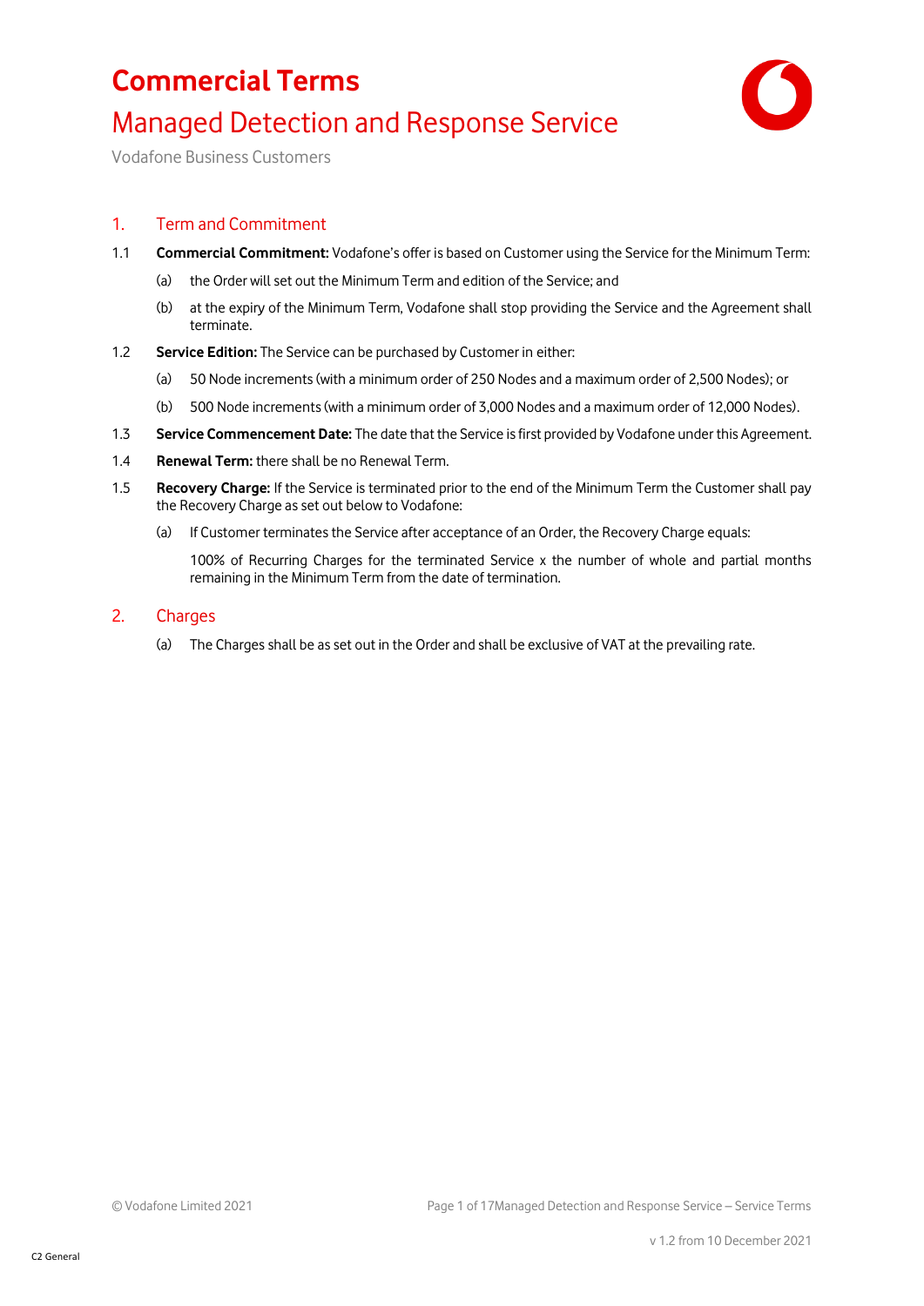# Commercial Terms

## Managed Detection and Response Service

Vodafone Business Customers

## 1. Term and Commitment

1.1 **Commercial Commitment:** Vodafone's offer is based on Customer using the Service for the Minimum Term:

(a) the Order will set out the Minimum Term and edition of the Service; and

(b) at the expiry of the Minimum Term, Vodafone shall stop providing the Service and the Agreement shall terminate.

1.2 **Service Edition:** The Service can be purchased by Customer in either:

(a) 50 Node increments (with a minimum order of 250 Nodes and a maximum order of 2,500 Nodes); or

(b) 500 Node increments (with a minimum order of 3,000 Nodes and a maximum order of 12,000 Nodes).

1.3 **Service Commencement Date:** The date that the Service is first provided by Vodafone under this Agreement.

1.4 **Renewal Term:** there shall be no Renewal Term.

1.5 **Recovery Charge:** If the Service is terminated prior to the end of the Minimum Term the Customer shall pay the Recovery Charge as set out below to Vodafone:

(a) If Customer terminates the Service after acceptance of an Order, the Recovery Charge equals:

100% of Recurring Charges for the terminated Service x the number of whole and partial months remaining in the Minimum Term from the date of termination.

## 2. Charges

(a) The Charges shall be as set out in the Order and shall be exclusive of VAT at the prevailing rate.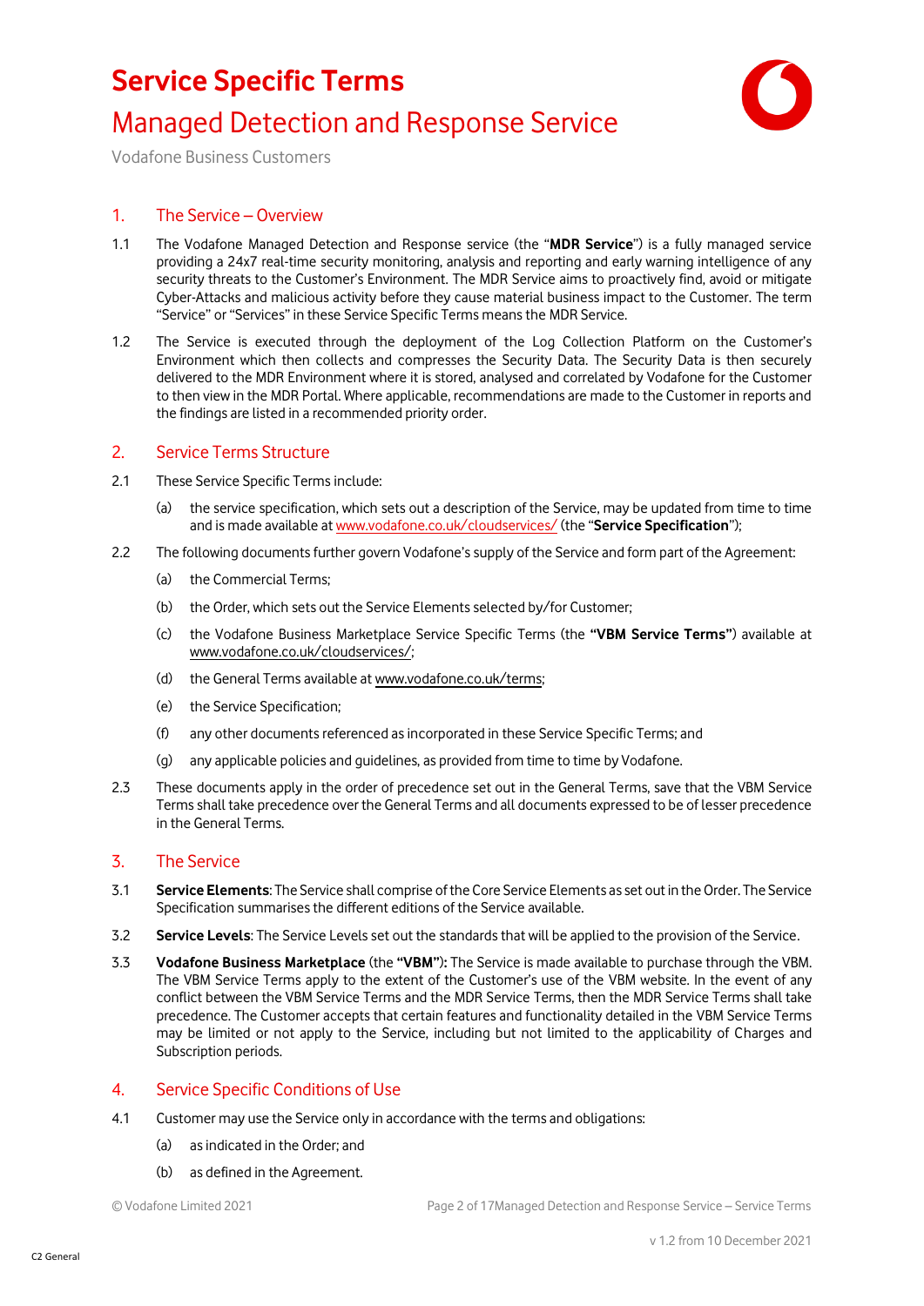# Service Specific Terms

## Managed Detection and Response Service

Vodafone Business Customers

### 1. The Service – Overview

1.1 The Vodafone Managed Detection and Response service (the "**MDR Service**") is a fully managed service providing a 24x7 real-time security monitoring, analysis and reporting and early warning intelligence of any security threats to the Customer's Environment. The MDR Service aims to proactively find, avoid or mitigate Cyber-Attacks and malicious activity before they cause material business impact to the Customer. The term "Service" or "Services" in these Service Specific Terms means the MDR Service.

1.2 The Service is executed through the deployment of the Log Collection Platform on the Customer's Environment which then collects and compresses the Security Data. The Security Data is then securely delivered to the MDR Environment where it is stored, analysed and correlated by Vodafone for the Customer to then view in the MDR Portal. Where applicable, recommendations are made to the Customer in reports and the findings are listed in a recommended priority order.

### 2. Service Terms Structure

2.1 These Service Specific Terms include:

(a) the service specification, which sets out a description of the Service, may be updated from time to time and is made available at www.vodafone.co.uk/cloudservices/ (the "**Service Specification**");

2.2 The following documents further govern Vodafone's supply of the Service and form part of the Agreement:

(a) the Commercial Terms;

(b) the Order, which sets out the Service Elements selected by/for Customer;

(c) the Vodafone Business Marketplace Service Specific Terms (the **"VBM Service Terms"**) available at www.vodafone.co.uk/cloudservices/;

(d) the General Terms available at www.vodafone.co.uk/terms;

(e) the Service Specification;

(f) any other documents referenced as incorporated in these Service Specific Terms; and

(g) any applicable policies and guidelines, as provided from time to time by Vodafone.

2.3 These documents apply in the order of precedence set out in the General Terms, save that the VBM Service Terms shall take precedence over the General Terms and all documents expressed to be of lesser precedence in the General Terms.

### 3. The Service

3.1 **Service Elements**: The Service shall comprise of the Core Service Elements as set out in the Order. The Service Specification summarises the different editions of the Service available.

3.2 **Service Levels**: The Service Levels set out the standards that will be applied to the provision of the Service.

3.3 **Vodafone Business Marketplace** (the **"VBM"):** The Service is made available to purchase through the VBM. The VBM Service Terms apply to the extent of the Customer's use of the VBM website. In the event of any conflict between the VBM Service Terms and the MDR Service Terms, then the MDR Service Terms shall take precedence. The Customer accepts that certain features and functionality detailed in the VBM Service Terms may be limited or not apply to the Service, including but not limited to the applicability of Charges and Subscription periods.

### 4. Service Specific Conditions of Use

4.1 Customer may use the Service only in accordance with the terms and obligations:

(a) as indicated in the Order; and

(b) as defined in the Agreement.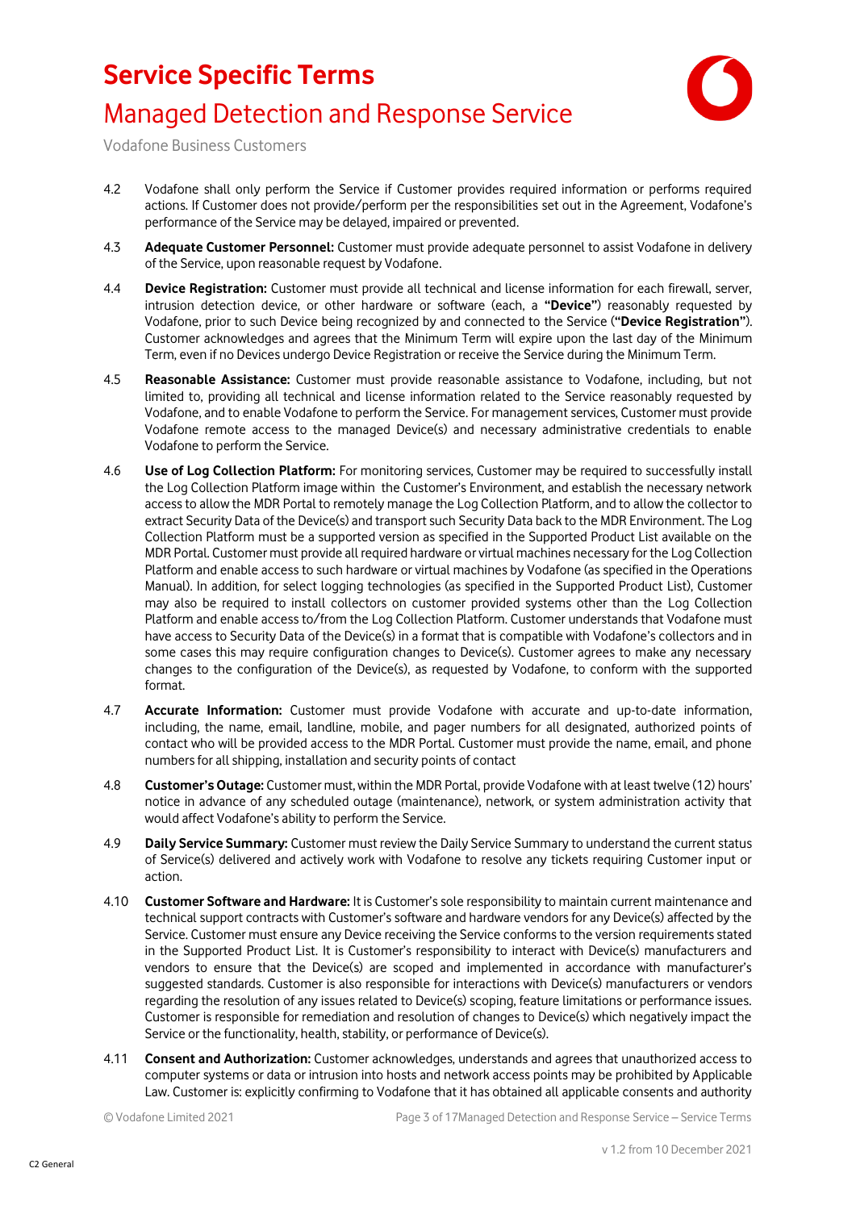4.2 Vodafone shall only perform the Service if Customer provides required information or performs required actions. If Customer does not provide/perform per the responsibilities set out in the Agreement, Vodafone's performance of the Service may be delayed, impaired or prevented.

4.3 **Adequate Customer Personnel:** Customer must provide adequate personnel to assist Vodafone in delivery of the Service, upon reasonable request by Vodafone.

4.4 **Device Registration:** Customer must provide all technical and license information for each firewall, server, intrusion detection device, or other hardware or software (each, a **"Device"**) reasonably requested by Vodafone, prior to such Device being recognized by and connected to the Service (**"Device Registration"**). Customer acknowledges and agrees that the Minimum Term will expire upon the last day of the Minimum Term, even if no Devices undergo Device Registration or receive the Service during the Minimum Term.

4.5 **Reasonable Assistance:** Customer must provide reasonable assistance to Vodafone, including, but not limited to, providing all technical and license information related to the Service reasonably requested by Vodafone, and to enable Vodafone to perform the Service. For management services, Customer must provide Vodafone remote access to the managed Device(s) and necessary administrative credentials to enable Vodafone to perform the Service.

4.6 **Use of Log Collection Platform:** For monitoring services, Customer may be required to successfully install the Log Collection Platform image within the Customer's Environment, and establish the necessary network access to allow the MDR Portal to remotely manage the Log Collection Platform, and to allow the collector to extract Security Data of the Device(s) and transport such Security Data back to the MDR Environment. The Log Collection Platform must be a supported version as specified in the Supported Product List available on the MDR Portal. Customer must provide all required hardware or virtual machines necessary for the Log Collection Platform and enable access to such hardware or virtual machines by Vodafone (as specified in the Operations Manual). In addition, for select logging technologies (as specified in the Supported Product List), Customer may also be required to install collectors on customer provided systems other than the Log Collection Platform and enable access to/from the Log Collection Platform. Customer understands that Vodafone must have access to Security Data of the Device(s) in a format that is compatible with Vodafone's collectors and in some cases this may require configuration changes to Device(s). Customer agrees to make any necessary changes to the configuration of the Device(s), as requested by Vodafone, to conform with the supported format.

4.7 **Accurate Information:** Customer must provide Vodafone with accurate and up-to-date information, including, the name, email, landline, mobile, and pager numbers for all designated, authorized points of contact who will be provided access to the MDR Portal. Customer must provide the name, email, and phone numbers for all shipping, installation and security points of contact

4.8 **Customer's Outage:** Customer must, within the MDR Portal, provide Vodafone with at least twelve (12) hours' notice in advance of any scheduled outage (maintenance), network, or system administration activity that would affect Vodafone's ability to perform the Service.

4.9 **Daily Service Summary:** Customer must review the Daily Service Summary to understand the current status of Service(s) delivered and actively work with Vodafone to resolve any tickets requiring Customer input or action.

4.10 **Customer Software and Hardware:** It is Customer's sole responsibility to maintain current maintenance and technical support contracts with Customer's software and hardware vendors for any Device(s) affected by the Service. Customer must ensure any Device receiving the Service conforms to the version requirements stated in the Supported Product List. It is Customer's responsibility to interact with Device(s) manufacturers and vendors to ensure that the Device(s) are scoped and implemented in accordance with manufacturer's suggested standards. Customer is also responsible for interactions with Device(s) manufacturers or vendors regarding the resolution of any issues related to Device(s) scoping, feature limitations or performance issues. Customer is responsible for remediation and resolution of changes to Device(s) which negatively impact the Service or the functionality, health, stability, or performance of Device(s).

4.11 **Consent and Authorization:** Customer acknowledges, understands and agrees that unauthorized access to computer systems or data or intrusion into hosts and network access points may be prohibited by Applicable Law. Customer is: explicitly confirming to Vodafone that it has obtained all applicable consents and authority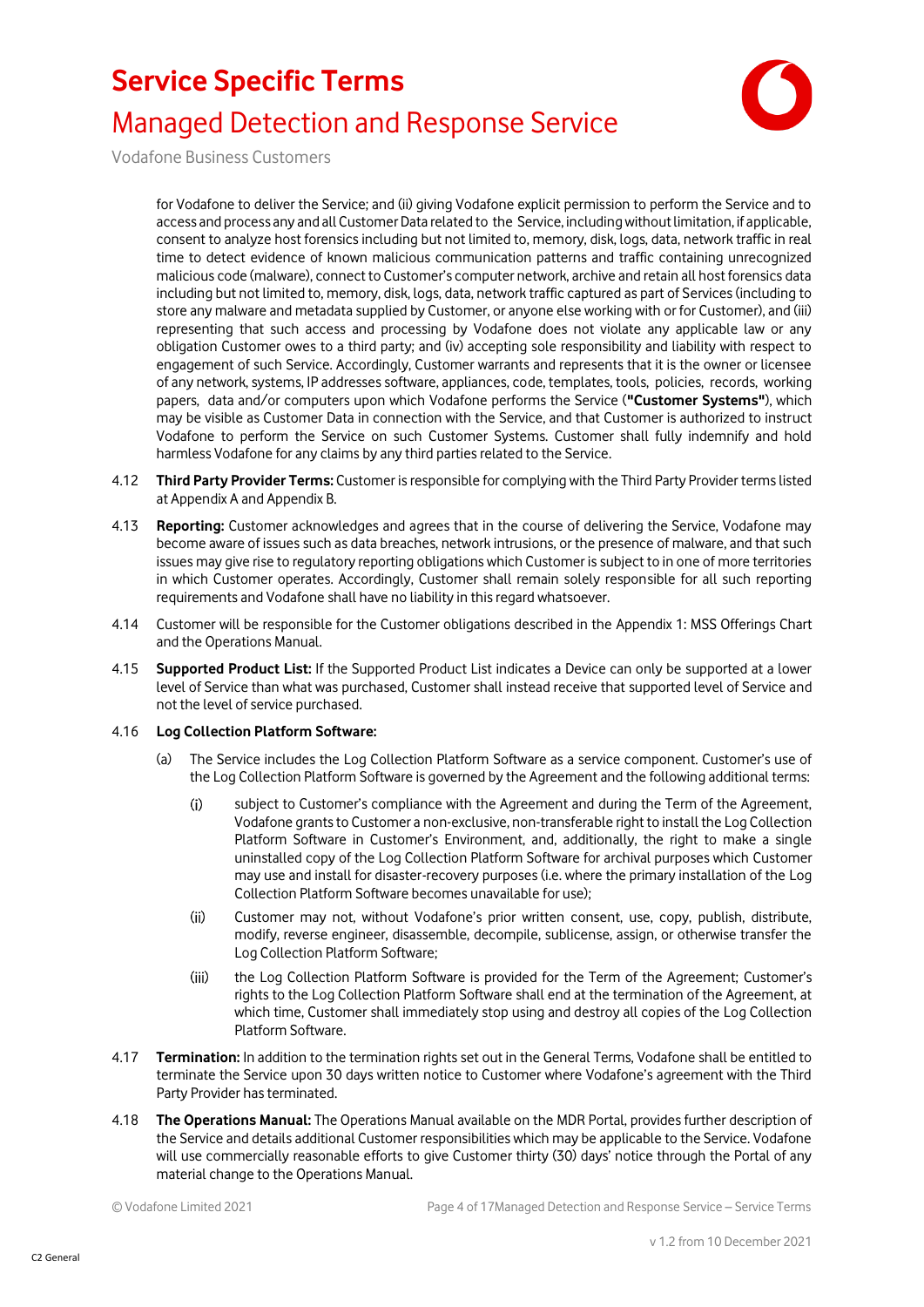for Vodafone to deliver the Service; and (ii) giving Vodafone explicit permission to perform the Service and to access and process any and all Customer Data related to the Service, including without limitation, if applicable, consent to analyze host forensics including but not limited to, memory, disk, logs, data, network traffic in real time to detect evidence of known malicious communication patterns and traffic containing unrecognized malicious code (malware), connect to Customer's computer network, archive and retain all host forensics data including but not limited to, memory, disk, logs, data, network traffic captured as part of Services (including to store any malware and metadata supplied by Customer, or anyone else working with or for Customer), and (iii) representing that such access and processing by Vodafone does not violate any applicable law or any obligation Customer owes to a third party; and (iv) accepting sole responsibility and liability with respect to engagement of such Service. Accordingly, Customer warrants and represents that it is the owner or licensee of any network, systems, IP addresses software, appliances, code, templates, tools, policies, records, working papers, data and/or computers upon which Vodafone performs the Service (**"Customer Systems"**), which may be visible as Customer Data in connection with the Service, and that Customer is authorized to instruct Vodafone to perform the Service on such Customer Systems. Customer shall fully indemnify and hold harmless Vodafone for any claims by any third parties related to the Service.

4.12 **Third Party Provider Terms:** Customer is responsible for complying with the Third Party Provider terms listed at Appendix A and Appendix B.

4.13 **Reporting:** Customer acknowledges and agrees that in the course of delivering the Service, Vodafone may become aware of issues such as data breaches, network intrusions, or the presence of malware, and that such issues may give rise to regulatory reporting obligations which Customer is subject to in one of more territories in which Customer operates. Accordingly, Customer shall remain solely responsible for all such reporting requirements and Vodafone shall have no liability in this regard whatsoever.

4.14 Customer will be responsible for the Customer obligations described in the Appendix 1: MSS Offerings Chart and the Operations Manual.

4.15 **Supported Product List:** If the Supported Product List indicates a Device can only be supported at a lower level of Service than what was purchased, Customer shall instead receive that supported level of Service and not the level of service purchased.

4.16 **Log Collection Platform Software:**

(a) The Service includes the Log Collection Platform Software as a service component. Customer's use of the Log Collection Platform Software is governed by the Agreement and the following additional terms:

(i) subject to Customer's compliance with the Agreement and during the Term of the Agreement, Vodafone grants to Customer a non-exclusive, non-transferable right to install the Log Collection Platform Software in Customer's Environment, and, additionally, the right to make a single uninstalled copy of the Log Collection Platform Software for archival purposes which Customer may use and install for disaster-recovery purposes (i.e. where the primary installation of the Log Collection Platform Software becomes unavailable for use);

(ii) Customer may not, without Vodafone's prior written consent, use, copy, publish, distribute, modify, reverse engineer, disassemble, decompile, sublicense, assign, or otherwise transfer the Log Collection Platform Software;

(iii) the Log Collection Platform Software is provided for the Term of the Agreement; Customer's rights to the Log Collection Platform Software shall end at the termination of the Agreement, at which time, Customer shall immediately stop using and destroy all copies of the Log Collection Platform Software.

4.17 **Termination:** In addition to the termination rights set out in the General Terms, Vodafone shall be entitled to terminate the Service upon 30 days written notice to Customer where Vodafone's agreement with the Third Party Provider has terminated.

4.18 **The Operations Manual:** The Operations Manual available on the MDR Portal, provides further description of the Service and details additional Customer responsibilities which may be applicable to the Service. Vodafone will use commercially reasonable efforts to give Customer thirty (30) days' notice through the Portal of any material change to the Operations Manual.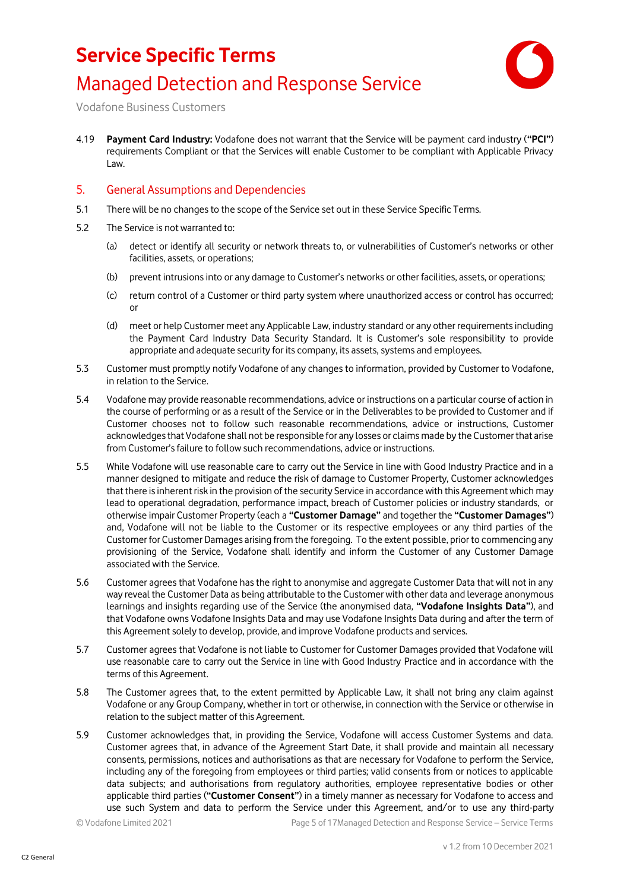4.19 **Payment Card Industry:** Vodafone does not warrant that the Service will be payment card industry (**"PCI"**) requirements Compliant or that the Services will enable Customer to be compliant with Applicable Privacy Law.

## 5. General Assumptions and Dependencies

5.1 There will be no changes to the scope of the Service set out in these Service Specific Terms.

5.2 The Service is not warranted to:

(a) detect or identify all security or network threats to, or vulnerabilities of Customer's networks or other facilities, assets, or operations;

(b) prevent intrusions into or any damage to Customer's networks or other facilities, assets, or operations;

(c) return control of a Customer or third party system where unauthorized access or control has occurred; or

(d) meet or help Customer meet any Applicable Law, industry standard or any other requirements including the Payment Card Industry Data Security Standard. It is Customer's sole responsibility to provide appropriate and adequate security for its company, its assets, systems and employees.

5.3 Customer must promptly notify Vodafone of any changes to information, provided by Customer to Vodafone, in relation to the Service.

5.4 Vodafone may provide reasonable recommendations, advice or instructions on a particular course of action in the course of performing or as a result of the Service or in the Deliverables to be provided to Customer and if Customer chooses not to follow such reasonable recommendations, advice or instructions, Customer acknowledges that Vodafone shall not be responsible for any losses or claims made by the Customer that arise from Customer's failure to follow such recommendations, advice or instructions.

5.5 While Vodafone will use reasonable care to carry out the Service in line with Good Industry Practice and in a manner designed to mitigate and reduce the risk of damage to Customer Property, Customer acknowledges that there is inherent risk in the provision of the security Service in accordance with this Agreement which may lead to operational degradation, performance impact, breach of Customer policies or industry standards, or otherwise impair Customer Property (each a **"Customer Damage"** and together the **"Customer Damages"**) and, Vodafone will not be liable to the Customer or its respective employees or any third parties of the Customer for Customer Damages arising from the foregoing. To the extent possible, prior to commencing any provisioning of the Service, Vodafone shall identify and inform the Customer of any Customer Damage associated with the Service.

5.6 Customer agrees that Vodafone has the right to anonymise and aggregate Customer Data that will not in any way reveal the Customer Data as being attributable to the Customer with other data and leverage anonymous learnings and insights regarding use of the Service (the anonymised data, **"Vodafone Insights Data"**), and that Vodafone owns Vodafone Insights Data and may use Vodafone Insights Data during and after the term of this Agreement solely to develop, provide, and improve Vodafone products and services.

5.7 Customer agrees that Vodafone is not liable to Customer for Customer Damages provided that Vodafone will use reasonable care to carry out the Service in line with Good Industry Practice and in accordance with the terms of this Agreement.

5.8 The Customer agrees that, to the extent permitted by Applicable Law, it shall not bring any claim against Vodafone or any Group Company, whether in tort or otherwise, in connection with the Service or otherwise in relation to the subject matter of this Agreement.

5.9 Customer acknowledges that, in providing the Service, Vodafone will access Customer Systems and data. Customer agrees that, in advance of the Agreement Start Date, it shall provide and maintain all necessary consents, permissions, notices and authorisations as that are necessary for Vodafone to perform the Service, including any of the foregoing from employees or third parties; valid consents from or notices to applicable data subjects; and authorisations from regulatory authorities, employee representative bodies or other applicable third parties (**"Customer Consent"**) in a timely manner as necessary for Vodafone to access and use such System and data to perform the Service under this Agreement, and/or to use any third-party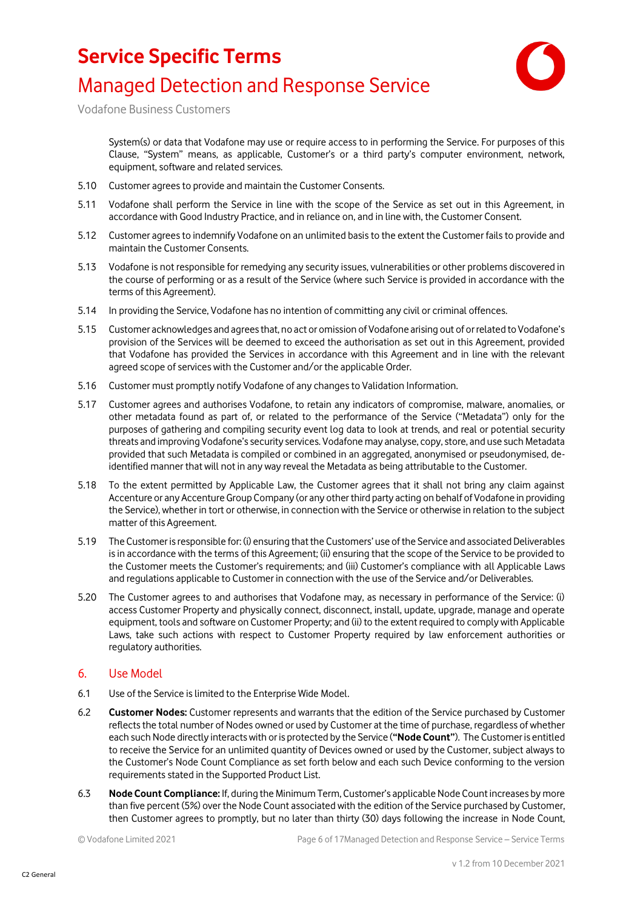System(s) or data that Vodafone may use or require access to in performing the Service. For purposes of this Clause, "System" means, as applicable, Customer's or a third party's computer environment, network, equipment, software and related services.

5.10 Customer agrees to provide and maintain the Customer Consents.

5.11 Vodafone shall perform the Service in line with the scope of the Service as set out in this Agreement, in accordance with Good Industry Practice, and in reliance on, and in line with, the Customer Consent.

5.12 Customer agrees to indemnify Vodafone on an unlimited basis to the extent the Customer fails to provide and maintain the Customer Consents.

5.13 Vodafone is not responsible for remedying any security issues, vulnerabilities or other problems discovered in the course of performing or as a result of the Service (where such Service is provided in accordance with the terms of this Agreement).

5.14 In providing the Service, Vodafone has no intention of committing any civil or criminal offences.

5.15 Customer acknowledges and agrees that, no act or omission of Vodafone arising out of or related to Vodafone's provision of the Services will be deemed to exceed the authorisation as set out in this Agreement, provided that Vodafone has provided the Services in accordance with this Agreement and in line with the relevant agreed scope of services with the Customer and/or the applicable Order.

5.16 Customer must promptly notify Vodafone of any changes to Validation Information.

5.17 Customer agrees and authorises Vodafone, to retain any indicators of compromise, malware, anomalies, or other metadata found as part of, or related to the performance of the Service ("Metadata") only for the purposes of gathering and compiling security event log data to look at trends, and real or potential security threats and improving Vodafone's security services. Vodafone may analyse, copy, store, and use such Metadata provided that such Metadata is compiled or combined in an aggregated, anonymised or pseudonymised, de-identified manner that will not in any way reveal the Metadata as being attributable to the Customer.

5.18 To the extent permitted by Applicable Law, the Customer agrees that it shall not bring any claim against Accenture or any Accenture Group Company (or any other third party acting on behalf of Vodafone in providing the Service), whether in tort or otherwise, in connection with the Service or otherwise in relation to the subject matter of this Agreement.

5.19 The Customer is responsible for: (i) ensuring that the Customers' use of the Service and associated Deliverables is in accordance with the terms of this Agreement; (ii) ensuring that the scope of the Service to be provided to the Customer meets the Customer's requirements; and (iii) Customer's compliance with all Applicable Laws and regulations applicable to Customer in connection with the use of the Service and/or Deliverables.

5.20 The Customer agrees to and authorises that Vodafone may, as necessary in performance of the Service: (i) access Customer Property and physically connect, disconnect, install, update, upgrade, manage and operate equipment, tools and software on Customer Property; and (ii) to the extent required to comply with Applicable Laws, take such actions with respect to Customer Property required by law enforcement authorities or regulatory authorities.

## 6. Use Model

6.1 Use of the Service is limited to the Enterprise Wide Model.

6.2 **Customer Nodes:** Customer represents and warrants that the edition of the Service purchased by Customer reflects the total number of Nodes owned or used by Customer at the time of purchase, regardless of whether each such Node directly interacts with or is protected by the Service (**"Node Count"**). The Customer is entitled to receive the Service for an unlimited quantity of Devices owned or used by the Customer, subject always to the Customer's Node Count Compliance as set forth below and each such Device conforming to the version requirements stated in the Supported Product List.

6.3 **Node Count Compliance:** If, during the Minimum Term, Customer's applicable Node Count increases by more than five percent (5%) over the Node Count associated with the edition of the Service purchased by Customer, then Customer agrees to promptly, but no later than thirty (30) days following the increase in Node Count,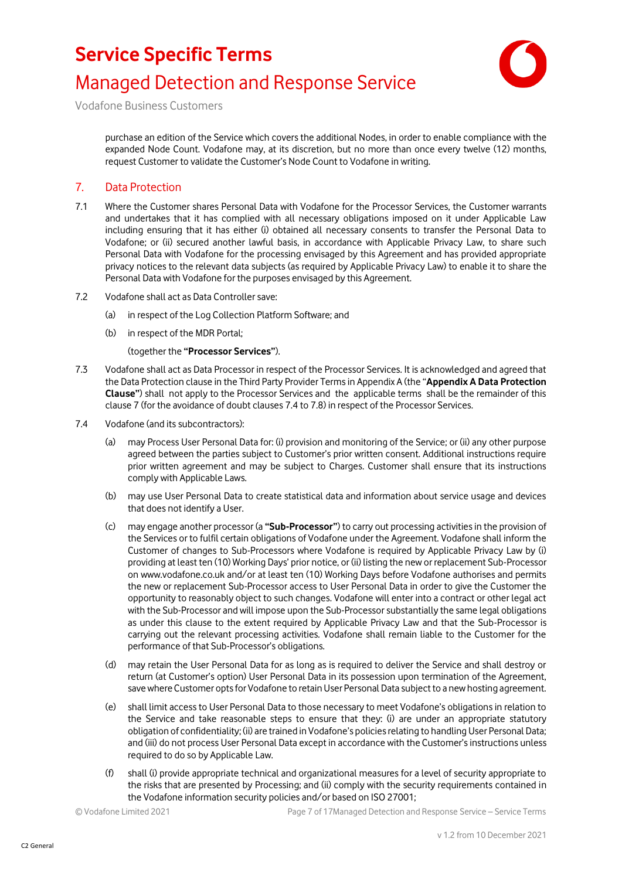purchase an edition of the Service which covers the additional Nodes, in order to enable compliance with the expanded Node Count. Vodafone may, at its discretion, but no more than once every twelve (12) months, request Customer to validate the Customer's Node Count to Vodafone in writing.

## 7. Data Protection

7.1 Where the Customer shares Personal Data with Vodafone for the Processor Services, the Customer warrants and undertakes that it has complied with all necessary obligations imposed on it under Applicable Law including ensuring that it has either (i) obtained all necessary consents to transfer the Personal Data to Vodafone; or (ii) secured another lawful basis, in accordance with Applicable Privacy Law, to share such Personal Data with Vodafone for the processing envisaged by this Agreement and has provided appropriate privacy notices to the relevant data subjects (as required by Applicable Privacy Law) to enable it to share the Personal Data with Vodafone for the purposes envisaged by this Agreement.

7.2 Vodafone shall act as Data Controller save:

(a) in respect of the Log Collection Platform Software; and

(b) in respect of the MDR Portal;

(together the **"Processor Services"**).

7.3 Vodafone shall act as Data Processor in respect of the Processor Services. It is acknowledged and agreed that the Data Protection clause in the Third Party Provider Terms in Appendix A (the "**Appendix A Data Protection Clause"**) shall not apply to the Processor Services and the applicable terms shall be the remainder of this clause 7 (for the avoidance of doubt clauses 7.4 to 7.8) in respect of the Processor Services.

7.4 Vodafone (and its subcontractors):

(a) may Process User Personal Data for: (i) provision and monitoring of the Service; or (ii) any other purpose agreed between the parties subject to Customer's prior written consent. Additional instructions require prior written agreement and may be subject to Charges. Customer shall ensure that its instructions comply with Applicable Laws.

(b) may use User Personal Data to create statistical data and information about service usage and devices that does not identify a User.

(c) may engage another processor (a **"Sub-Processor"**) to carry out processing activities in the provision of the Services or to fulfil certain obligations of Vodafone under the Agreement. Vodafone shall inform the Customer of changes to Sub-Processors where Vodafone is required by Applicable Privacy Law by (i) providing at least ten (10) Working Days' prior notice, or (ii) listing the new or replacement Sub-Processor on www.vodafone.co.uk and/or at least ten (10) Working Days before Vodafone authorises and permits the new or replacement Sub-Processor access to User Personal Data in order to give the Customer the opportunity to reasonably object to such changes. Vodafone will enter into a contract or other legal act with the Sub-Processor and will impose upon the Sub-Processor substantially the same legal obligations as under this clause to the extent required by Applicable Privacy Law and that the Sub-Processor is carrying out the relevant processing activities. Vodafone shall remain liable to the Customer for the performance of that Sub-Processor's obligations.

(d) may retain the User Personal Data for as long as is required to deliver the Service and shall destroy or return (at Customer's option) User Personal Data in its possession upon termination of the Agreement, save where Customer opts for Vodafone to retain User Personal Data subject to a new hosting agreement.

(e) shall limit access to User Personal Data to those necessary to meet Vodafone's obligations in relation to the Service and take reasonable steps to ensure that they: (i) are under an appropriate statutory obligation of confidentiality; (ii) are trained in Vodafone's policies relating to handling User Personal Data; and (iii) do not process User Personal Data except in accordance with the Customer's instructions unless required to do so by Applicable Law.

(f) shall (i) provide appropriate technical and organizational measures for a level of security appropriate to the risks that are presented by Processing; and (ii) comply with the security requirements contained in the Vodafone information security policies and/or based on ISO 27001;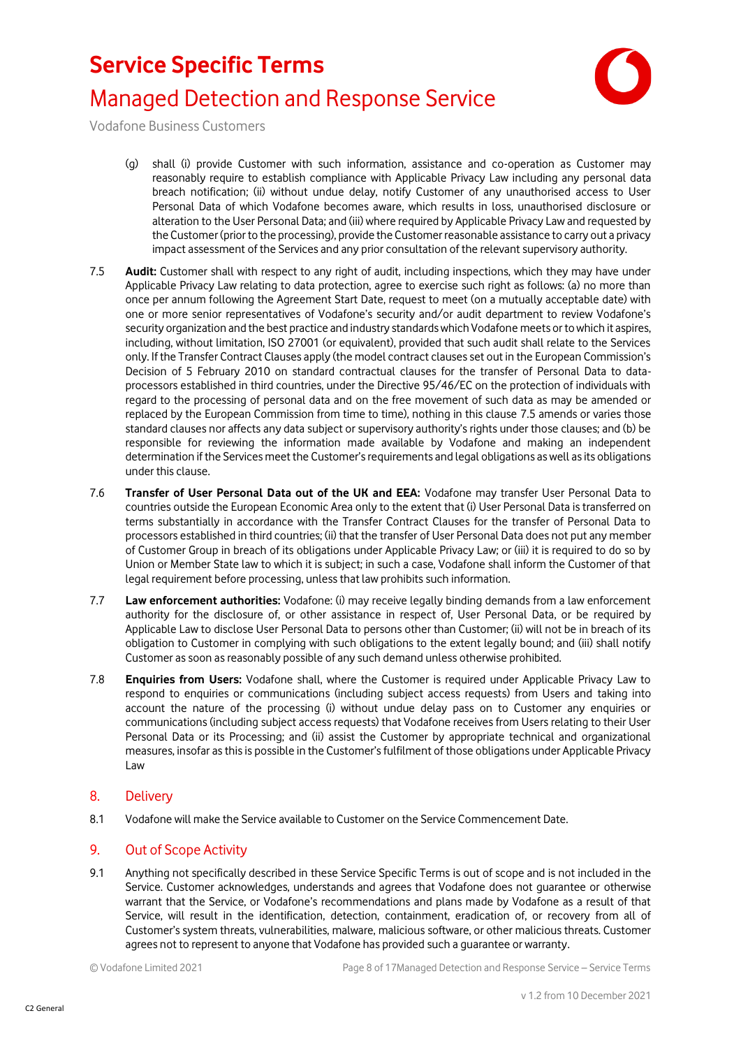(g) shall (i) provide Customer with such information, assistance and co-operation as Customer may reasonably require to establish compliance with Applicable Privacy Law including any personal data breach notification; (ii) without undue delay, notify Customer of any unauthorised access to User Personal Data of which Vodafone becomes aware, which results in loss, unauthorised disclosure or alteration to the User Personal Data; and (iii) where required by Applicable Privacy Law and requested by the Customer (prior to the processing), provide the Customer reasonable assistance to carry out a privacy impact assessment of the Services and any prior consultation of the relevant supervisory authority.

7.5 **Audit:** Customer shall with respect to any right of audit, including inspections, which they may have under Applicable Privacy Law relating to data protection, agree to exercise such right as follows: (a) no more than once per annum following the Agreement Start Date, request to meet (on a mutually acceptable date) with one or more senior representatives of Vodafone's security and/or audit department to review Vodafone's security organization and the best practice and industry standards which Vodafone meets or to which it aspires, including, without limitation, ISO 27001 (or equivalent), provided that such audit shall relate to the Services only. If the Transfer Contract Clauses apply (the model contract clauses set out in the European Commission's Decision of 5 February 2010 on standard contractual clauses for the transfer of Personal Data to data-processors established in third countries, under the Directive 95/46/EC on the protection of individuals with regard to the processing of personal data and on the free movement of such data as may be amended or replaced by the European Commission from time to time), nothing in this clause 7.5 amends or varies those standard clauses nor affects any data subject or supervisory authority's rights under those clauses; and (b) be responsible for reviewing the information made available by Vodafone and making an independent determination if the Services meet the Customer's requirements and legal obligations as well as its obligations under this clause.

7.6 **Transfer of User Personal Data out of the UK and EEA:** Vodafone may transfer User Personal Data to countries outside the European Economic Area only to the extent that (i) User Personal Data is transferred on terms substantially in accordance with the Transfer Contract Clauses for the transfer of Personal Data to processors established in third countries; (ii) that the transfer of User Personal Data does not put any member of Customer Group in breach of its obligations under Applicable Privacy Law; or (iii) it is required to do so by Union or Member State law to which it is subject; in such a case, Vodafone shall inform the Customer of that legal requirement before processing, unless that law prohibits such information.

7.7 **Law enforcement authorities:** Vodafone: (i) may receive legally binding demands from a law enforcement authority for the disclosure of, or other assistance in respect of, User Personal Data, or be required by Applicable Law to disclose User Personal Data to persons other than Customer; (ii) will not be in breach of its obligation to Customer in complying with such obligations to the extent legally bound; and (iii) shall notify Customer as soon as reasonably possible of any such demand unless otherwise prohibited.

7.8 **Enquiries from Users:** Vodafone shall, where the Customer is required under Applicable Privacy Law to respond to enquiries or communications (including subject access requests) from Users and taking into account the nature of the processing (i) without undue delay pass on to Customer any enquiries or communications (including subject access requests) that Vodafone receives from Users relating to their User Personal Data or its Processing; and (ii) assist the Customer by appropriate technical and organizational measures, insofar as this is possible in the Customer's fulfilment of those obligations under Applicable Privacy Law

## 8. Delivery

8.1 Vodafone will make the Service available to Customer on the Service Commencement Date.

## 9. Out of Scope Activity

9.1 Anything not specifically described in these Service Specific Terms is out of scope and is not included in the Service. Customer acknowledges, understands and agrees that Vodafone does not guarantee or otherwise warrant that the Service, or Vodafone's recommendations and plans made by Vodafone as a result of that Service, will result in the identification, detection, containment, eradication of, or recovery from all of Customer's system threats, vulnerabilities, malware, malicious software, or other malicious threats. Customer agrees not to represent to anyone that Vodafone has provided such a guarantee or warranty.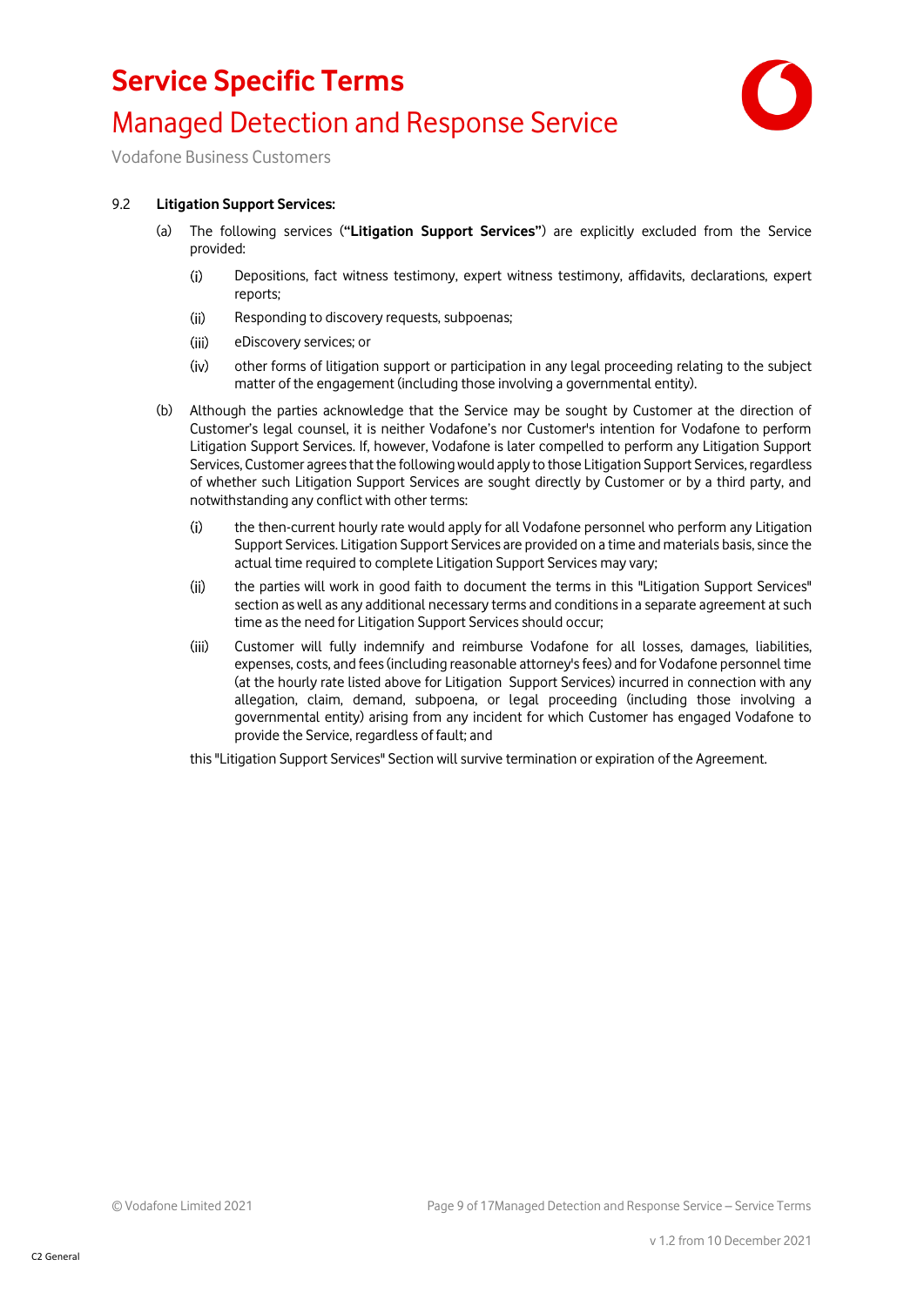9.2 **Litigation Support Services:**

(a) The following services (**"Litigation Support Services"**) are explicitly excluded from the Service provided:

(i) Depositions, fact witness testimony, expert witness testimony, affidavits, declarations, expert reports;

(ii) Responding to discovery requests, subpoenas;

(iii) eDiscovery services; or

(iv) other forms of litigation support or participation in any legal proceeding relating to the subject matter of the engagement (including those involving a governmental entity).

(b) Although the parties acknowledge that the Service may be sought by Customer at the direction of Customer's legal counsel, it is neither Vodafone's nor Customer's intention for Vodafone to perform Litigation Support Services. If, however, Vodafone is later compelled to perform any Litigation Support Services, Customer agrees that the following would apply to those Litigation Support Services, regardless of whether such Litigation Support Services are sought directly by Customer or by a third party, and notwithstanding any conflict with other terms:

(i) the then-current hourly rate would apply for all Vodafone personnel who perform any Litigation Support Services. Litigation Support Services are provided on a time and materials basis, since the actual time required to complete Litigation Support Services may vary;

(ii) the parties will work in good faith to document the terms in this "Litigation Support Services" section as well as any additional necessary terms and conditions in a separate agreement at such time as the need for Litigation Support Services should occur;

(iii) Customer will fully indemnify and reimburse Vodafone for all losses, damages, liabilities, expenses, costs, and fees (including reasonable attorney's fees) and for Vodafone personnel time (at the hourly rate listed above for Litigation Support Services) incurred in connection with any allegation, claim, demand, subpoena, or legal proceeding (including those involving a governmental entity) arising from any incident for which Customer has engaged Vodafone to provide the Service, regardless of fault; and

this "Litigation Support Services" Section will survive termination or expiration of the Agreement.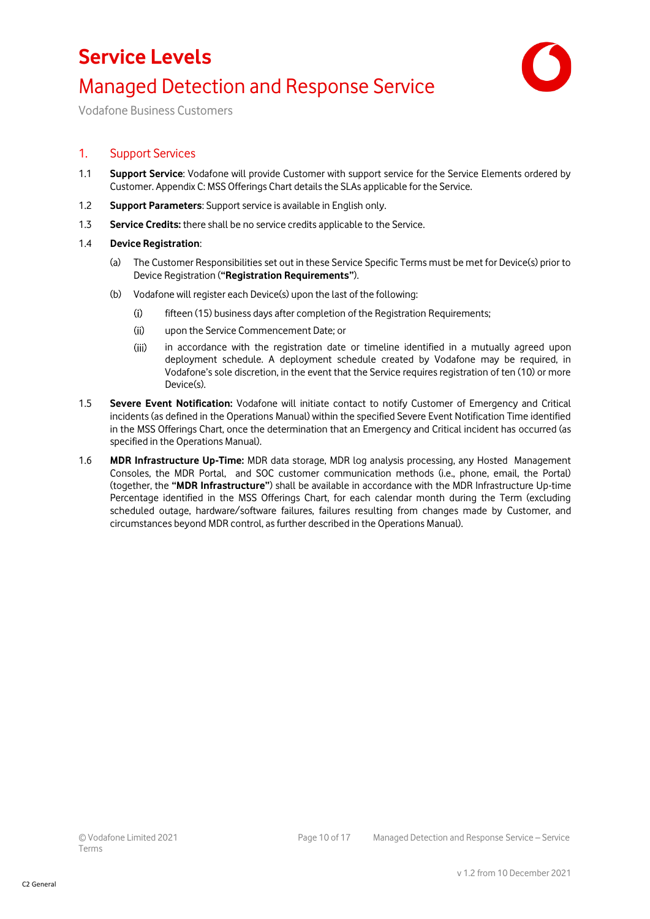# Service Levels

## Managed Detection and Response Service

Vodafone Business Customers

### 1. Support Services

1.1 **Support Service**: Vodafone will provide Customer with support service for the Service Elements ordered by Customer. Appendix C: MSS Offerings Chart details the SLAs applicable for the Service.

1.2 **Support Parameters**: Support service is available in English only.

1.3 **Service Credits:** there shall be no service credits applicable to the Service.

1.4 **Device Registration**:

(a) The Customer Responsibilities set out in these Service Specific Terms must be met for Device(s) prior to Device Registration (**"Registration Requirements"**).

(b) Vodafone will register each Device(s) upon the last of the following:

(i) fifteen (15) business days after completion of the Registration Requirements;

(ii) upon the Service Commencement Date; or

(iii) in accordance with the registration date or timeline identified in a mutually agreed upon deployment schedule. A deployment schedule created by Vodafone may be required, in Vodafone's sole discretion, in the event that the Service requires registration of ten (10) or more Device(s).

1.5 **Severe Event Notification:** Vodafone will initiate contact to notify Customer of Emergency and Critical incidents (as defined in the Operations Manual) within the specified Severe Event Notification Time identified in the MSS Offerings Chart, once the determination that an Emergency and Critical incident has occurred (as specified in the Operations Manual).

1.6 **MDR Infrastructure Up-Time:** MDR data storage, MDR log analysis processing, any Hosted Management Consoles, the MDR Portal, and SOC customer communication methods (i.e., phone, email, the Portal) (together, the **"MDR Infrastructure"**) shall be available in accordance with the MDR Infrastructure Up-time Percentage identified in the MSS Offerings Chart, for each calendar month during the Term (excluding scheduled outage, hardware/software failures, failures resulting from changes made by Customer, and circumstances beyond MDR control, as further described in the Operations Manual).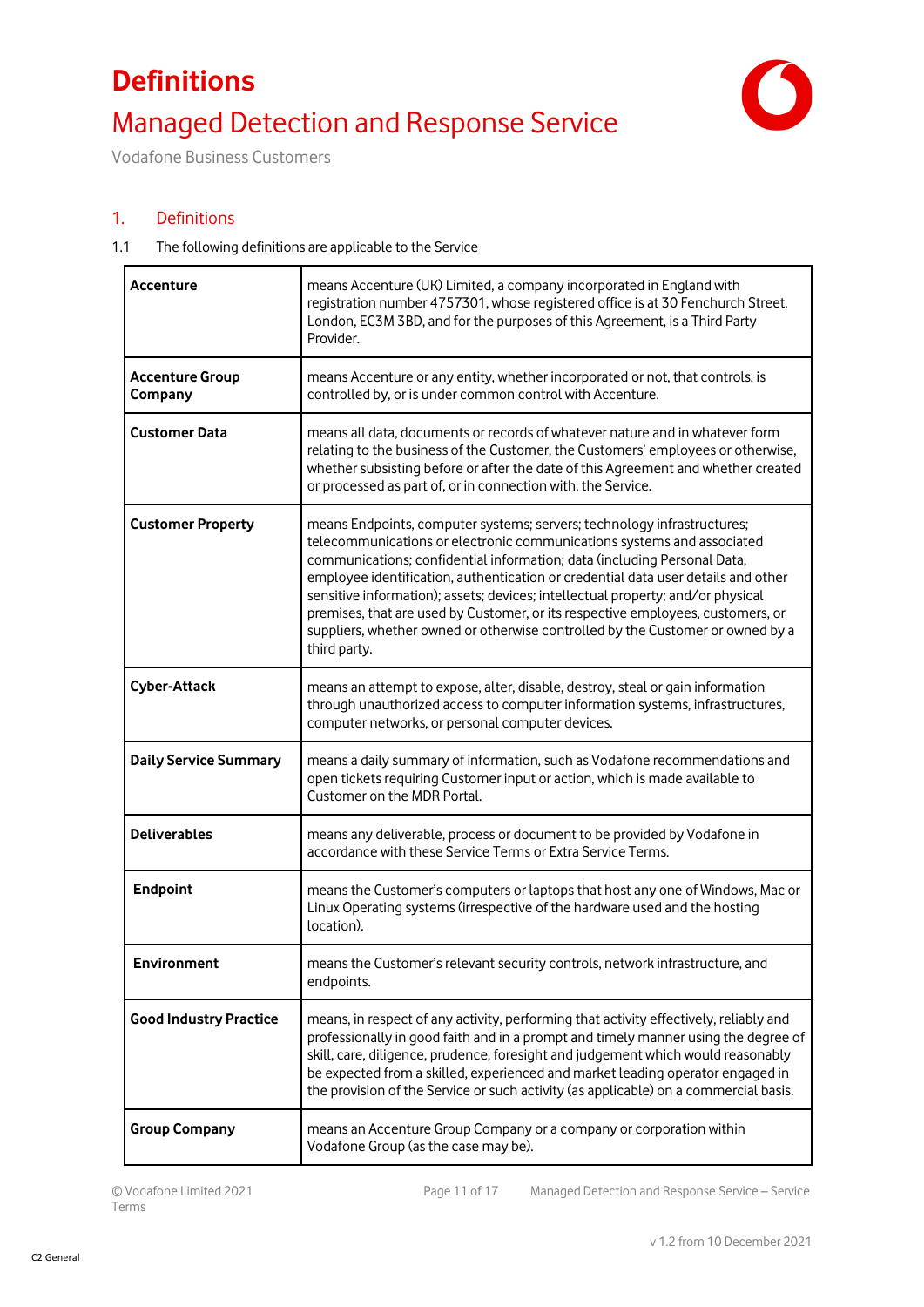# Definitions

## Managed Detection and Response Service

Vodafone Business Customers

### 1. Definitions

1.1 The following definitions are applicable to the Service

| | |
|---|---|
| **Accenture** | means Accenture (UK) Limited, a company incorporated in England with registration number 4757301, whose registered office is at 30 Fenchurch Street, London, EC3M 3BD, and for the purposes of this Agreement, is a Third Party Provider. |
| **Accenture Group Company** | means Accenture or any entity, whether incorporated or not, that controls, is controlled by, or is under common control with Accenture. |
| **Customer Data** | means all data, documents or records of whatever nature and in whatever form relating to the business of the Customer, the Customers' employees or otherwise, whether subsisting before or after the date of this Agreement and whether created or processed as part of, or in connection with, the Service. |
| **Customer Property** | means Endpoints, computer systems; servers; technology infrastructures; telecommunications or electronic communications systems and associated communications; confidential information; data (including Personal Data, employee identification, authentication or credential data user details and other sensitive information); assets; devices; intellectual property; and/or physical premises, that are used by Customer, or its respective employees, customers, or suppliers, whether owned or otherwise controlled by the Customer or owned by a third party. |
| **Cyber-Attack** | means an attempt to expose, alter, disable, destroy, steal or gain information through unauthorized access to computer information systems, infrastructures, computer networks, or personal computer devices. |
| **Daily Service Summary** | means a daily summary of information, such as Vodafone recommendations and open tickets requiring Customer input or action, which is made available to Customer on the MDR Portal. |
| **Deliverables** | means any deliverable, process or document to be provided by Vodafone in accordance with these Service Terms or Extra Service Terms. |
| **Endpoint** | means the Customer's computers or laptops that host any one of Windows, Mac or Linux Operating systems (irrespective of the hardware used and the hosting location). |
| **Environment** | means the Customer's relevant security controls, network infrastructure, and endpoints. |
| **Good Industry Practice** | means, in respect of any activity, performing that activity effectively, reliably and professionally in good faith and in a prompt and timely manner using the degree of skill, care, diligence, prudence, foresight and judgement which would reasonably be expected from a skilled, experienced and market leading operator engaged in the provision of the Service or such activity (as applicable) on a commercial basis. |
| **Group Company** | means an Accenture Group Company or a company or corporation within Vodafone Group (as the case may be). |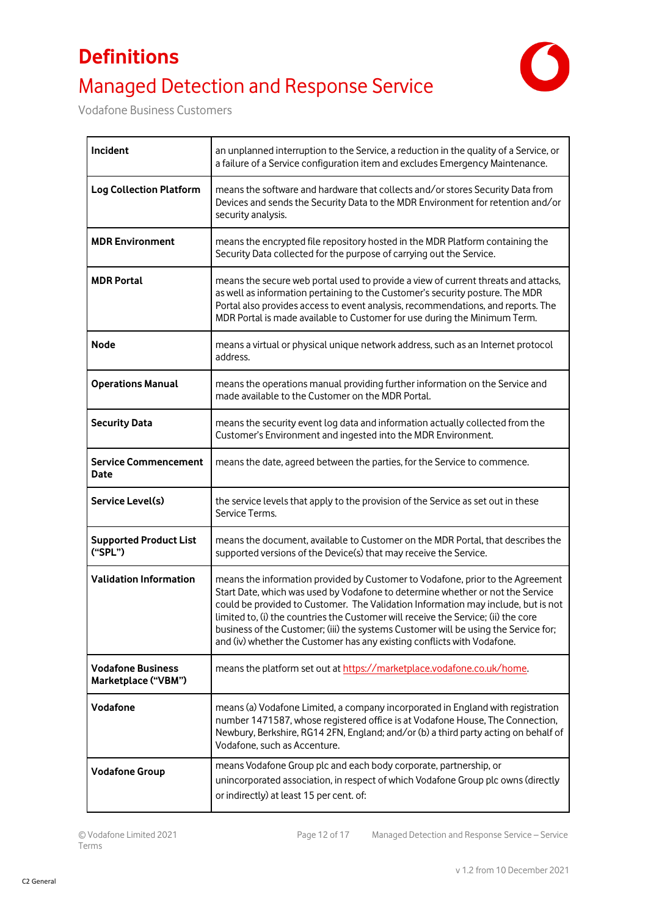# Definitions

## Managed Detection and Response Service

Vodafone Business Customers

| | |
|---|---|
| **Incident** | an unplanned interruption to the Service, a reduction in the quality of a Service, or a failure of a Service configuration item and excludes Emergency Maintenance. |
| **Log Collection Platform** | means the software and hardware that collects and/or stores Security Data from Devices and sends the Security Data to the MDR Environment for retention and/or security analysis. |
| **MDR Environment** | means the encrypted file repository hosted in the MDR Platform containing the Security Data collected for the purpose of carrying out the Service. |
| **MDR Portal** | means the secure web portal used to provide a view of current threats and attacks, as well as information pertaining to the Customer's security posture. The MDR Portal also provides access to event analysis, recommendations, and reports. The MDR Portal is made available to Customer for use during the Minimum Term. |
| **Node** | means a virtual or physical unique network address, such as an Internet protocol address. |
| **Operations Manual** | means the operations manual providing further information on the Service and made available to the Customer on the MDR Portal. |
| **Security Data** | means the security event log data and information actually collected from the Customer's Environment and ingested into the MDR Environment. |
| **Service Commencement Date** | means the date, agreed between the parties, for the Service to commence. |
| **Service Level(s)** | the service levels that apply to the provision of the Service as set out in these Service Terms. |
| **Supported Product List ("SPL")** | means the document, available to Customer on the MDR Portal, that describes the supported versions of the Device(s) that may receive the Service. |
| **Validation Information** | means the information provided by Customer to Vodafone, prior to the Agreement Start Date, which was used by Vodafone to determine whether or not the Service could be provided to Customer. The Validation Information may include, but is not limited to, (i) the countries the Customer will receive the Service; (ii) the core business of the Customer; (iii) the systems Customer will be using the Service for; and (iv) whether the Customer has any existing conflicts with Vodafone. |
| **Vodafone Business Marketplace ("VBM")** | means the platform set out at https://marketplace.vodafone.co.uk/home. |
| **Vodafone** | means (a) Vodafone Limited, a company incorporated in England with registration number 1471587, whose registered office is at Vodafone House, The Connection, Newbury, Berkshire, RG14 2FN, England; and/or (b) a third party acting on behalf of Vodafone, such as Accenture. |
| **Vodafone Group** | means Vodafone Group plc and each body corporate, partnership, or unincorporated association, in respect of which Vodafone Group plc owns (directly or indirectly) at least 15 per cent. of: |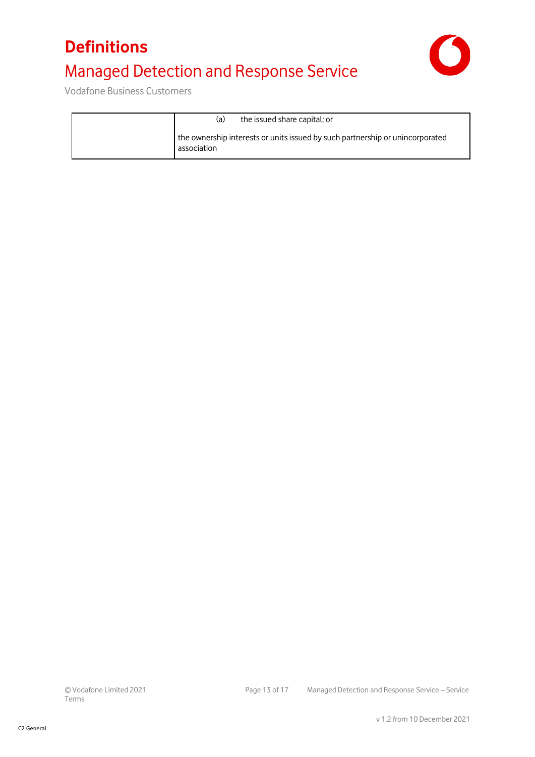| | |
|---|---|
| | (a) the issued share capital; or<br><br>the ownership interests or units issued by such partnership or unincorporated association |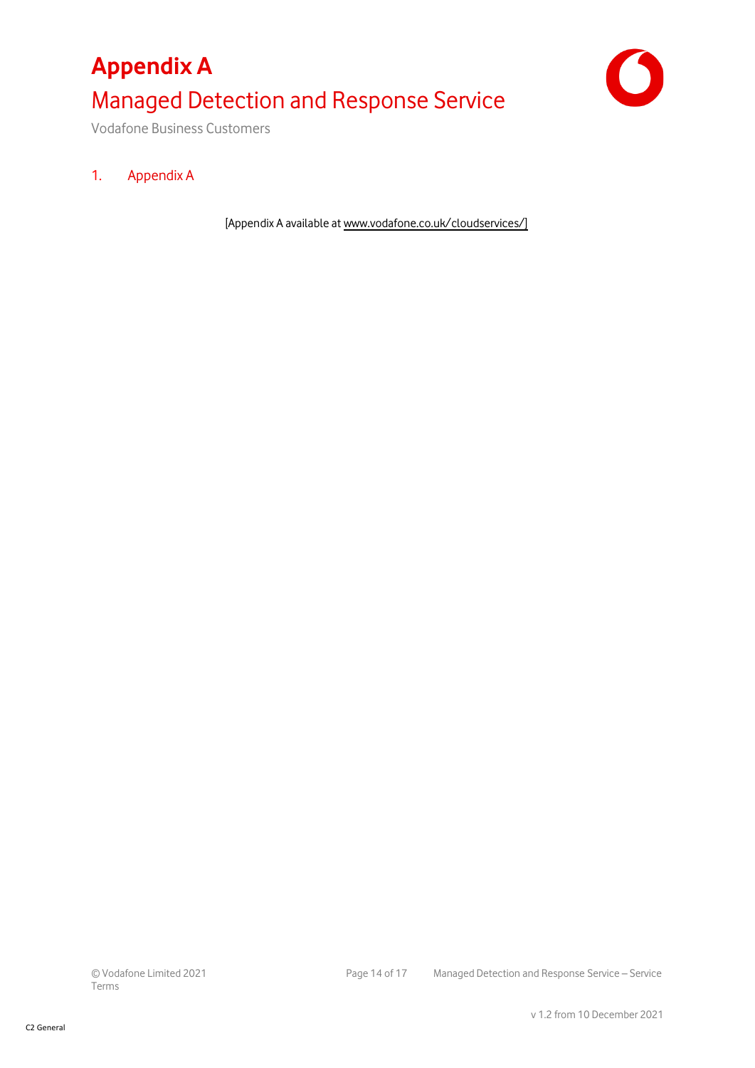# Appendix A

## Managed Detection and Response Service

Vodafone Business Customers

### 1. Appendix A

[Appendix A available at www.vodafone.co.uk/cloudservices/]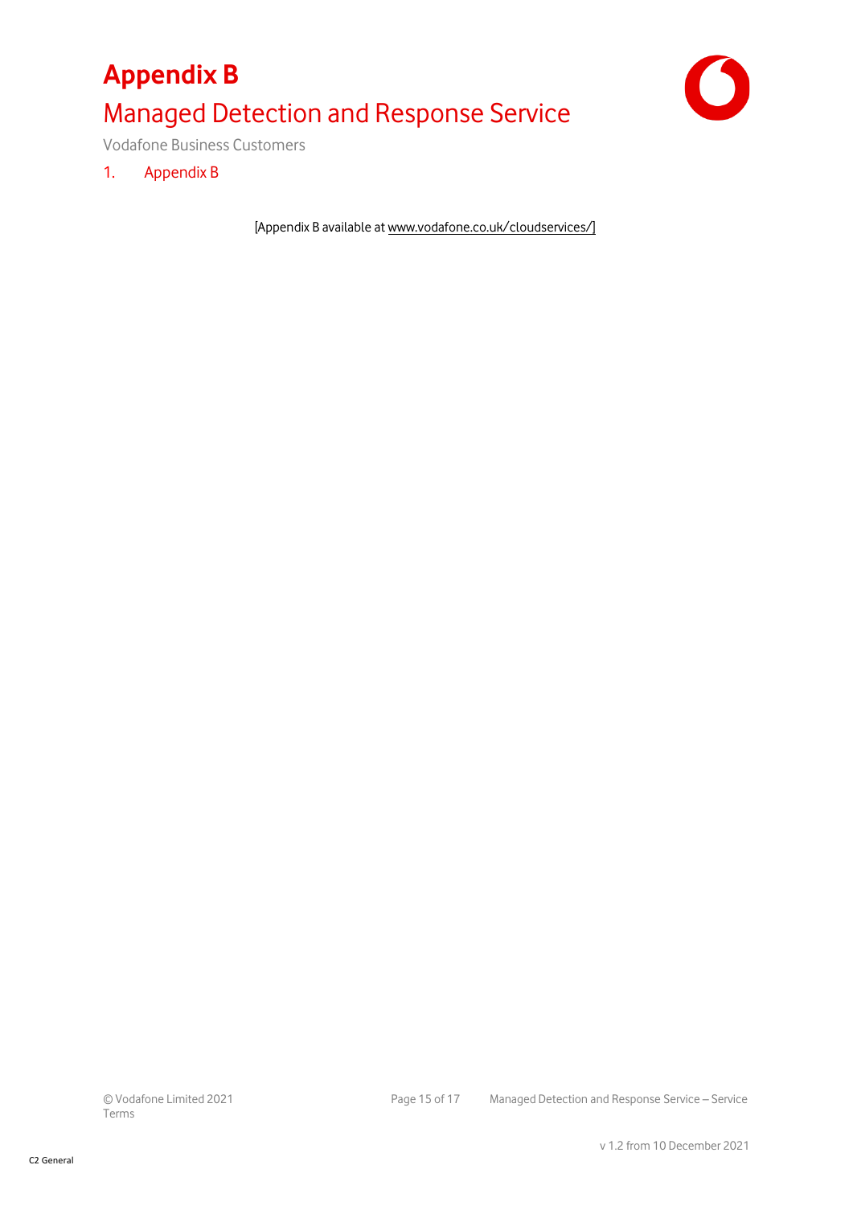# Appendix B

## Managed Detection and Response Service

Vodafone Business Customers

1. Appendix B

[Appendix B available at www.vodafone.co.uk/cloudservices/]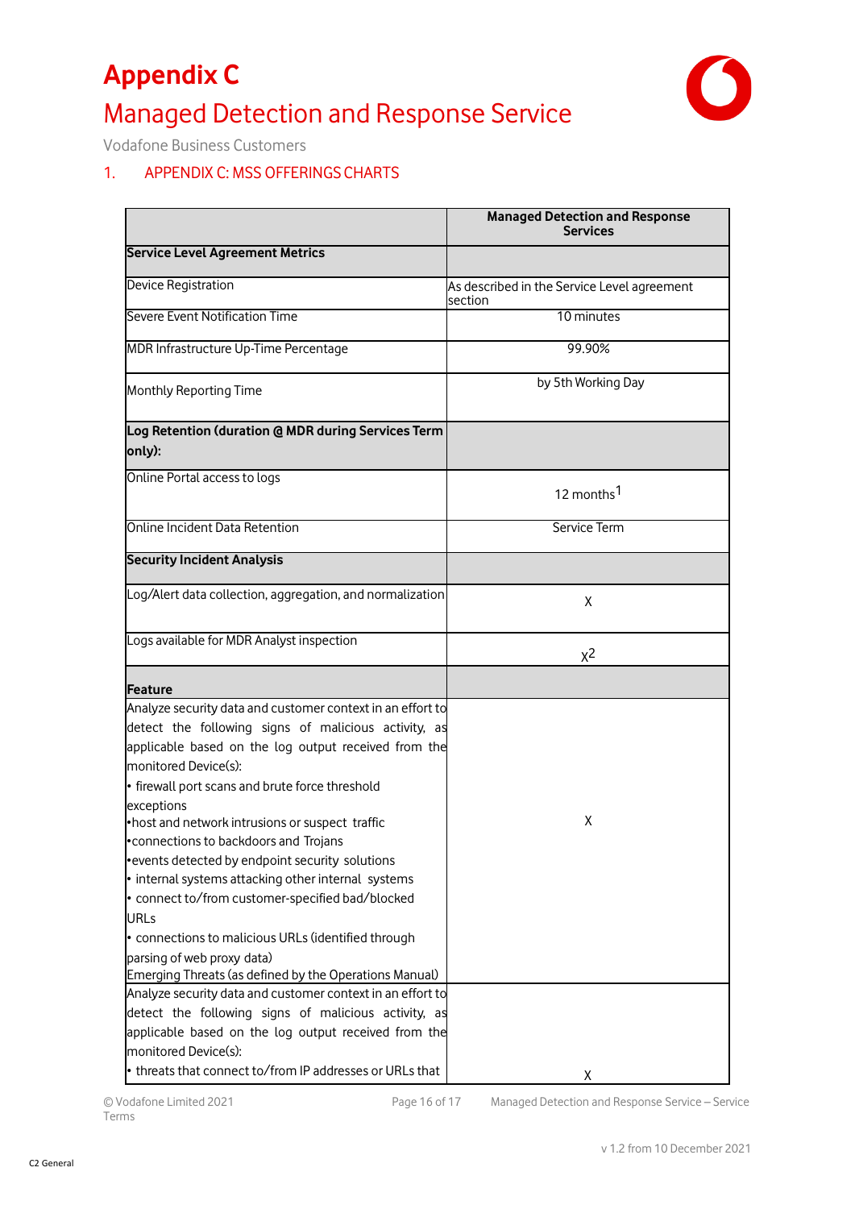# Appendix C

## Managed Detection and Response Service

Vodafone Business Customers

### 1. APPENDIX C: MSS OFFERINGS CHARTS

| | Managed Detection and Response Services |
|---|---|
| **Service Level Agreement Metrics** | |
| Device Registration | As described in the Service Level agreement section |
| Severe Event Notification Time | 10 minutes |
| MDR Infrastructure Up-Time Percentage | 99.90% |
| Monthly Reporting Time | by 5th Working Day |
| **Log Retention (duration @ MDR during Services Term only):** | |
| Online Portal access to logs | 12 months[1] |
| Online Incident Data Retention | Service Term |
| **Security Incident Analysis** | |
| Log/Alert data collection, aggregation, and normalization | X |
| Logs available for MDR Analyst inspection | X[2] |
| **Feature** | |
| Analyze security data and customer context in an effort to detect the following signs of malicious activity, as applicable based on the log output received from the monitored Device(s):<br>• firewall port scans and brute force threshold exceptions<br>•host and network intrusions or suspect traffic<br>•connections to backdoors and Trojans<br>•events detected by endpoint security solutions<br>• internal systems attacking other internal systems<br>• connect to/from customer-specified bad/blocked URLs<br>• connections to malicious URLs (identified through parsing of web proxy data)<br>Emerging Threats (as defined by the Operations Manual) | X |
| Analyze security data and customer context in an effort to detect the following signs of malicious activity, as applicable based on the log output received from the monitored Device(s):<br>• threats that connect to/from IP addresses or URLs that | X |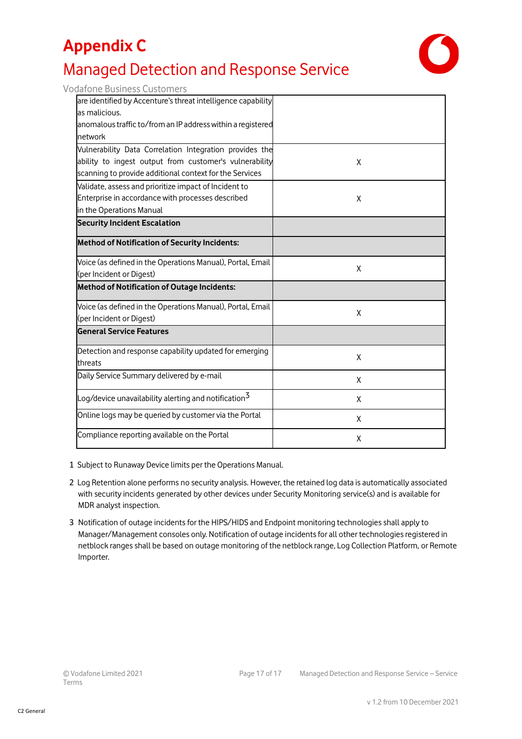# Appendix C

## Managed Detection and Response Service

Vodafone Business Customers

| | |
|---|---|
| are identified by Accenture's threat intelligence capability as malicious.<br>anomalous traffic to/from an IP address within a registered network | |
| Vulnerability Data Correlation Integration provides the ability to ingest output from customer's vulnerability scanning to provide additional context for the Services | X |
| Validate, assess and prioritize impact of Incident to Enterprise in accordance with processes described in the Operations Manual | X |
| **Security Incident Escalation** | |
| **Method of Notification of Security Incidents:** | |
| Voice (as defined in the Operations Manual), Portal, Email (per Incident or Digest) | X |
| **Method of Notification of Outage Incidents:** | |
| Voice (as defined in the Operations Manual), Portal, Email (per Incident or Digest) | X |
| **General Service Features** | |
| Detection and response capability updated for emerging threats | X |
| Daily Service Summary delivered by e-mail | X |
| Log/device unavailability alerting and notification[3] | X |
| Online logs may be queried by customer via the Portal | X |
| Compliance reporting available on the Portal | X |

1 Subject to Runaway Device limits per the Operations Manual.

2 Log Retention alone performs no security analysis. However, the retained log data is automatically associated with security incidents generated by other devices under Security Monitoring service(s) and is available for MDR analyst inspection.

3 Notification of outage incidents for the HIPS/HIDS and Endpoint monitoring technologies shall apply to Manager/Management consoles only. Notification of outage incidents for all other technologies registered in netblock ranges shall be based on outage monitoring of the netblock range, Log Collection Platform, or Remote Importer.